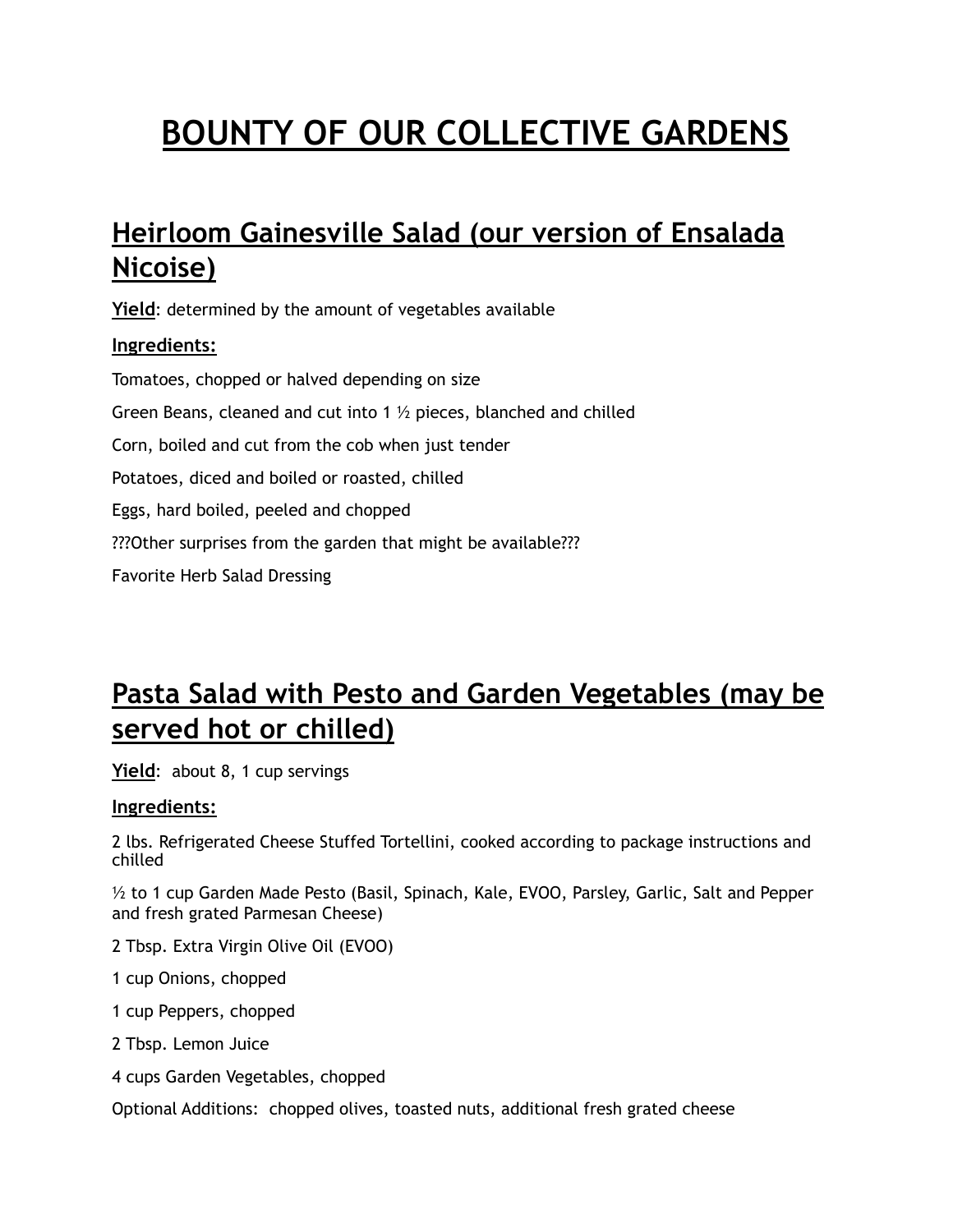# BOUNTY OF OUR COLLECTIVE GARDENS

## Heirloom Gainesville Salad (our version of Ensalada Nicoise)

**Yield**: determined by the amount of vegetables available

**Ingredients:**

Tomatoes, chopped or halved depending on size

Green Beans, cleaned and cut into 1 ½ pieces, blanched and chilled

Corn, boiled and cut from the cob when just tender

Potatoes, diced and boiled or roasted, chilled

Eggs, hard boiled, peeled and chopped

???Other surprises from the garden that might be available???

Favorite Herb Salad Dressing

## Pasta Salad with Pesto and Garden Vegetables (may be served hot or chilled)

**Yield**: about 8, 1 cup servings

**Ingredients:**

2 lbs. Refrigerated Cheese Stuffed Tortellini, cooked according to package instructions and chilled

½ to 1 cup Garden Made Pesto (Basil, Spinach, Kale, EVOO, Parsley, Garlic, Salt and Pepper and fresh grated Parmesan Cheese)

2 Tbsp. Extra Virgin Olive Oil (EVOO)

1 cup Onions, chopped

1 cup Peppers, chopped

2 Tbsp. Lemon Juice

4 cups Garden Vegetables, chopped

Optional Additions: chopped olives, toasted nuts, additional fresh grated cheese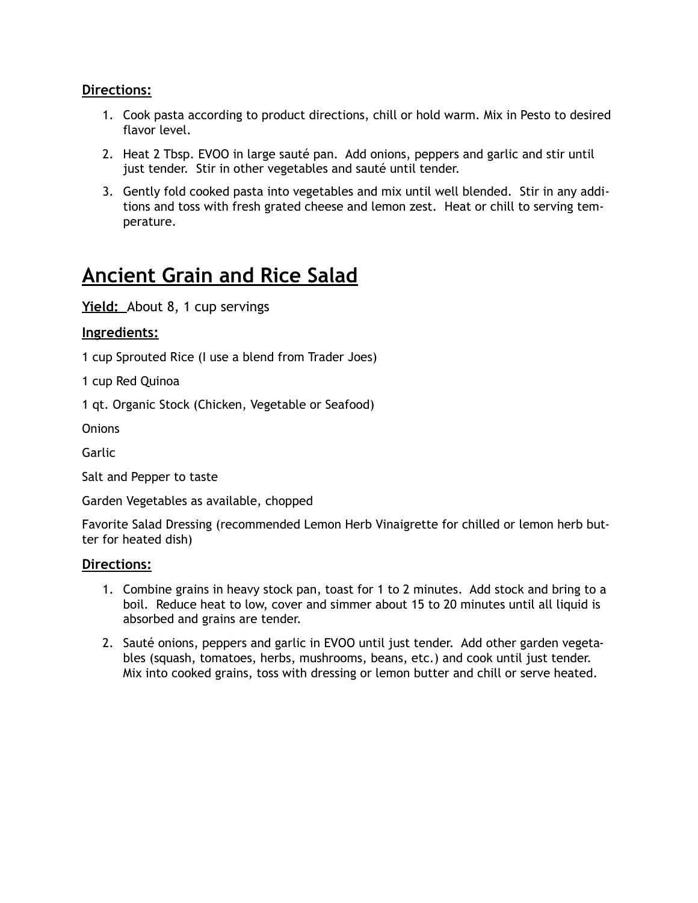**Directions:**

1. Cook pasta according to product directions, chill or hold warm. Mix in Pesto to desired flavor level.
2. Heat 2 Tbsp. EVOO in large sauté pan. Add onions, peppers and garlic and stir until just tender. Stir in other vegetables and sauté until tender.
3. Gently fold cooked pasta into vegetables and mix until well blended. Stir in any additions and toss with fresh grated cheese and lemon zest. Heat or chill to serving temperature.

# Ancient Grain and Rice Salad

**Yield:** About 8, 1 cup servings

**Ingredients:**

1 cup Sprouted Rice (I use a blend from Trader Joes)

1 cup Red Quinoa

1 qt. Organic Stock (Chicken, Vegetable or Seafood)

Onions

Garlic

Salt and Pepper to taste

Garden Vegetables as available, chopped

Favorite Salad Dressing (recommended Lemon Herb Vinaigrette for chilled or lemon herb butter for heated dish)

**Directions:**

1. Combine grains in heavy stock pan, toast for 1 to 2 minutes. Add stock and bring to a boil. Reduce heat to low, cover and simmer about 15 to 20 minutes until all liquid is absorbed and grains are tender.
2. Sauté onions, peppers and garlic in EVOO until just tender. Add other garden vegetables (squash, tomatoes, herbs, mushrooms, beans, etc.) and cook until just tender. Mix into cooked grains, toss with dressing or lemon butter and chill or serve heated.